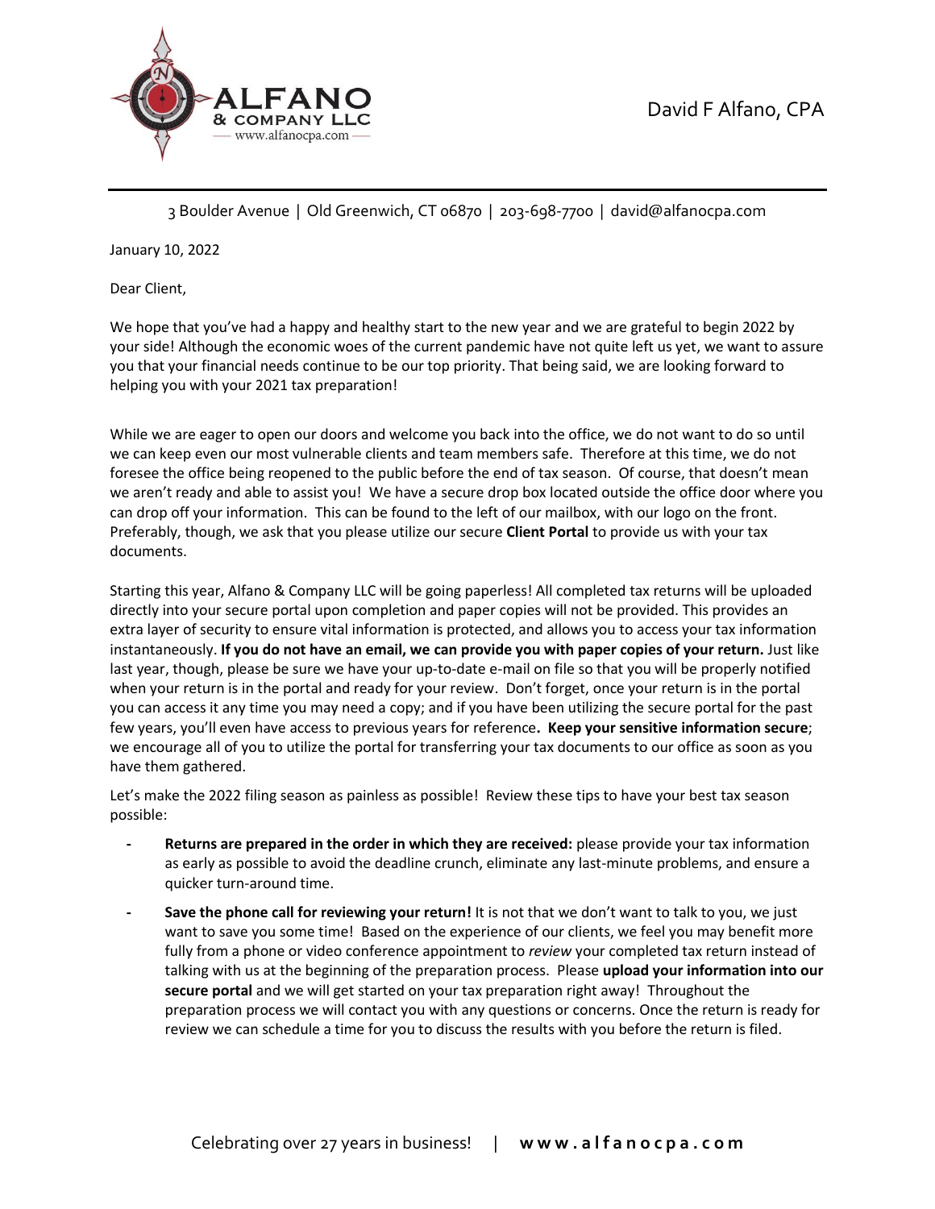**ALFANO & COMPANY LLC**
www.alfanocpa.com

David F Alfano, CPA

3 Boulder Avenue | Old Greenwich, CT 06870 | 203-698-7700 | david@alfanocpa.com

January 10, 2022

Dear Client,

We hope that you've had a happy and healthy start to the new year and we are grateful to begin 2022 by your side! Although the economic woes of the current pandemic have not quite left us yet, we want to assure you that your financial needs continue to be our top priority. That being said, we are looking forward to helping you with your 2021 tax preparation!

While we are eager to open our doors and welcome you back into the office, we do not want to do so until we can keep even our most vulnerable clients and team members safe. Therefore at this time, we do not foresee the office being reopened to the public before the end of tax season. Of course, that doesn't mean we aren't ready and able to assist you! We have a secure drop box located outside the office door where you can drop off your information. This can be found to the left of our mailbox, with our logo on the front. Preferably, though, we ask that you please utilize our secure **Client Portal** to provide us with your tax documents.

Starting this year, Alfano & Company LLC will be going paperless! All completed tax returns will be uploaded directly into your secure portal upon completion and paper copies will not be provided. This provides an extra layer of security to ensure vital information is protected, and allows you to access your tax information instantaneously. **If you do not have an email, we can provide you with paper copies of your return.** Just like last year, though, please be sure we have your up-to-date e-mail on file so that you will be properly notified when your return is in the portal and ready for your review. Don't forget, once your return is in the portal you can access it any time you may need a copy; and if you have been utilizing the secure portal for the past few years, you'll even have access to previous years for reference**. Keep your sensitive information secure**; we encourage all of you to utilize the portal for transferring your tax documents to our office as soon as you have them gathered.

Let's make the 2022 filing season as painless as possible! Review these tips to have your best tax season possible:

- **Returns are prepared in the order in which they are received:** please provide your tax information as early as possible to avoid the deadline crunch, eliminate any last-minute problems, and ensure a quicker turn-around time.
- **Save the phone call for reviewing your return!** It is not that we don't want to talk to you, we just want to save you some time! Based on the experience of our clients, we feel you may benefit more fully from a phone or video conference appointment to *review* your completed tax return instead of talking with us at the beginning of the preparation process. Please **upload your information into our secure portal** and we will get started on your tax preparation right away! Throughout the preparation process we will contact you with any questions or concerns. Once the return is ready for review we can schedule a time for you to discuss the results with you before the return is filed.

Celebrating over 27 years in business! | **www.alfanocpa.com**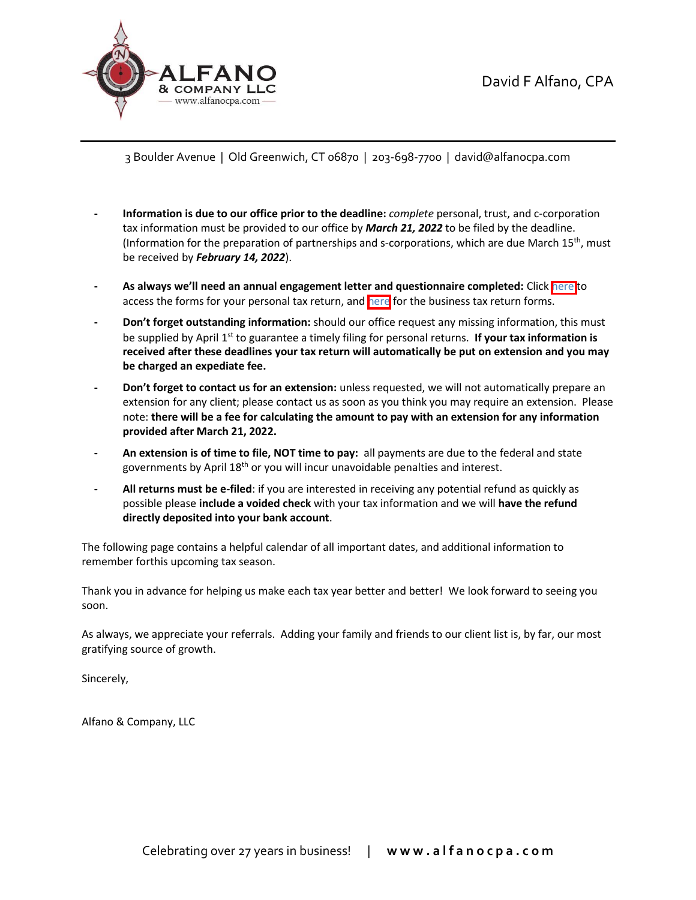David F Alfano, CPA

3 Boulder Avenue | Old Greenwich, CT 06870 | 203-698-7700 | david@alfanocpa.com

- **Information is due to our office prior to the deadline:** *complete* personal, trust, and c-corporation tax information must be provided to our office by ***March 21, 2022*** to be filed by the deadline. (Information for the preparation of partnerships and s-corporations, which are due March 15th, must be received by ***February 14, 2022***).
- **As always we'll need an annual engagement letter and questionnaire completed:** Click here to access the forms for your personal tax return, and here for the business tax return forms.
- **Don't forget outstanding information:** should our office request any missing information, this must be supplied by April 1st to guarantee a timely filing for personal returns. **If your tax information is received after these deadlines your tax return will automatically be put on extension and you may be charged an expediate fee.**
- **Don't forget to contact us for an extension:** unless requested, we will not automatically prepare an extension for any client; please contact us as soon as you think you may require an extension. Please note: **there will be a fee for calculating the amount to pay with an extension for any information provided after March 21, 2022.**
- **An extension is of time to file, NOT time to pay:** all payments are due to the federal and state governments by April 18th or you will incur unavoidable penalties and interest.
- **All returns must be e-filed**: if you are interested in receiving any potential refund as quickly as possible please **include a voided check** with your tax information and we will **have the refund directly deposited into your bank account**.

The following page contains a helpful calendar of all important dates, and additional information to remember forthis upcoming tax season.

Thank you in advance for helping us make each tax year better and better! We look forward to seeing you soon.

As always, we appreciate your referrals. Adding your family and friends to our client list is, by far, our most gratifying source of growth.

Sincerely,

Alfano & Company, LLC

Celebrating over 27 years in business! | **www.alfanocpa.com**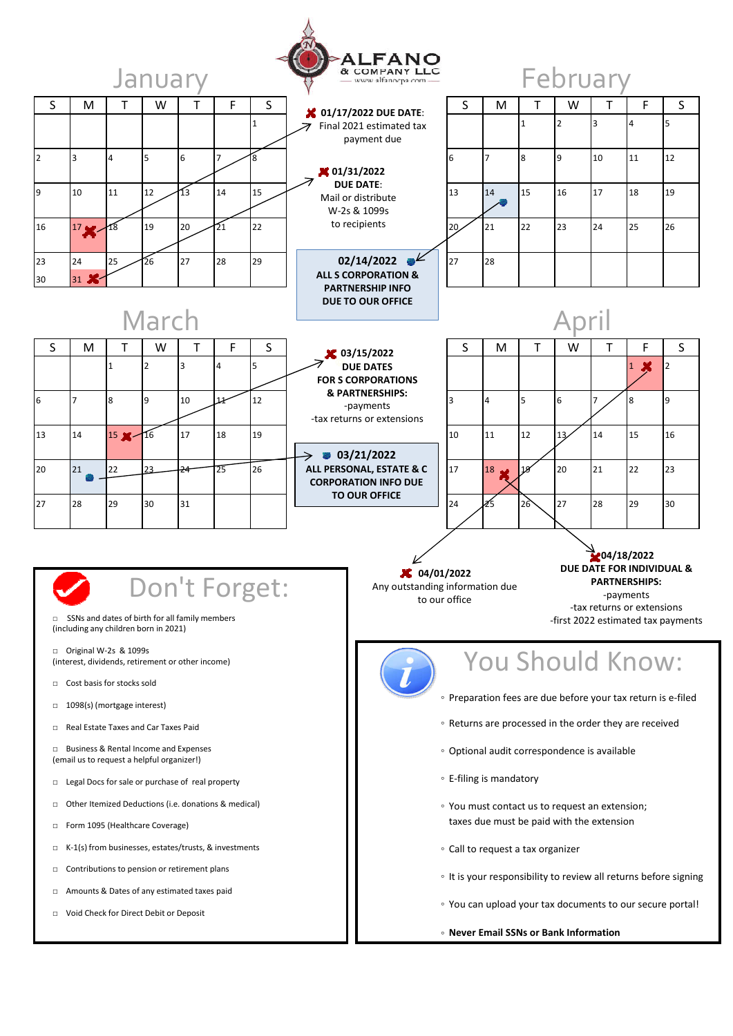**ALFANO & COMPANY LLC**
www.alfanocpa.com

## January

| S | M | T | W | T | F | S |
|---|---|---|---|---|---|---|
| | | | | | | 1 |
| 2 | 3 | 4 | 5 | 6 | 7 | 8 |
| 9 | 10 | 11 | 12 | 13 | 14 | 15 |
| 16 | 17 | 18 | 19 | 20 | 21 | 22 |
| 23 / 30 | 24 / 31 | 25 | 26 | 27 | 28 | 29 |

**01/17/2022 DUE DATE:** Final 2021 estimated tax payment due

**01/31/2022 DUE DATE:** Mail or distribute W-2s & 1099s to recipients

**02/14/2022 ALL S CORPORATION & PARTNERSHIP INFO DUE TO OUR OFFICE**

## February

| S | M | T | W | T | F | S |
|---|---|---|---|---|---|---|
| | | 1 | 2 | 3 | 4 | 5 |
| 6 | 7 | 8 | 9 | 10 | 11 | 12 |
| 13 | 14 | 15 | 16 | 17 | 18 | 19 |
| 20 | 21 | 22 | 23 | 24 | 25 | 26 |
| 27 | 28 | | | | | |

## March

| S | M | T | W | T | F | S |
|---|---|---|---|---|---|---|
| | | 1 | 2 | 3 | 4 | 5 |
| 6 | 7 | 8 | 9 | 10 | 11 | 12 |
| 13 | 14 | 15 | 16 | 17 | 18 | 19 |
| 20 | 21 | 22 | 23 | 24 | 25 | 26 |
| 27 | 28 | 29 | 30 | 31 | | |

**03/15/2022 DUE DATES FOR S CORPORATIONS & PARTNERSHIPS:**
-payments
-tax returns or extensions

**03/21/2022 ALL PERSONAL, ESTATE & C CORPORATION INFO DUE TO OUR OFFICE**

## April

| S | M | T | W | T | F | S |
|---|---|---|---|---|---|---|
| | | | | | 1 | 2 |
| 3 | 4 | 5 | 6 | 7 | 8 | 9 |
| 10 | 11 | 12 | 13 | 14 | 15 | 16 |
| 17 | 18 | 19 | 20 | 21 | 22 | 23 |
| 24 | 25 | 26 | 27 | 28 | 29 | 30 |

**04/01/2022** Any outstanding information due to our office

**04/18/2022 DUE DATE FOR INDIVIDUAL & PARTNERSHIPS:**
-payments
-tax returns or extensions
-first 2022 estimated tax payments

## Don't Forget:

- SSNs and dates of birth for all family members (including any children born in 2021)
- Original W-2s & 1099s (interest, dividends, retirement or other income)
- Cost basis for stocks sold
- 1098(s) (mortgage interest)
- Real Estate Taxes and Car Taxes Paid
- Business & Rental Income and Expenses (email us to request a helpful organizer!)
- Legal Docs for sale or purchase of real property
- Other Itemized Deductions (i.e. donations & medical)
- Form 1095 (Healthcare Coverage)
- K-1(s) from businesses, estates/trusts, & investments
- Contributions to pension or retirement plans
- Amounts & Dates of any estimated taxes paid
- Void Check for Direct Debit or Deposit

## You Should Know:

- Preparation fees are due before your tax return is e-filed
- Returns are processed in the order they are received
- Optional audit correspondence is available
- E-filing is mandatory
- You must contact us to request an extension; taxes due must be paid with the extension
- Call to request a tax organizer
- It is your responsibility to review all returns before signing
- You can upload your tax documents to our secure portal!
- **Never Email SSNs or Bank Information**